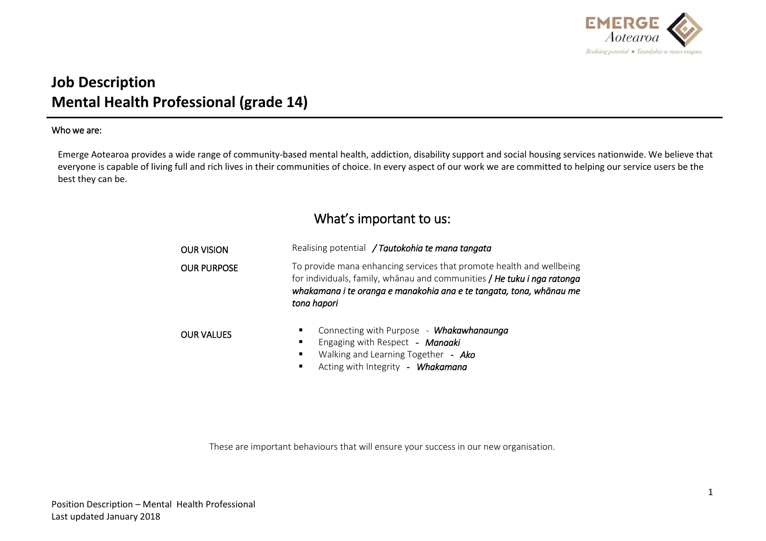EMERGE Aotearoa
Realising potential ▪ Tautokohia te mana tangata

# Job Description
# Mental Health Professional (grade 14)

## Who we are:

Emerge Aotearoa provides a wide range of community-based mental health, addiction, disability support and social housing services nationwide. We believe that everyone is capable of living full and rich lives in their communities of choice. In every aspect of our work we are committed to helping our service users be the best they can be.

## What's important to us:

| | |
|---|---|
| OUR VISION | Realising potential / ***Tautokohia te mana tangata*** |
| OUR PURPOSE | To provide mana enhancing services that promote health and wellbeing for individuals, family, whānau and communities / ***He tuku i nga ratonga whakamana i te oranga e manakohia ana e te tangata, tona, whānau me tona hapori*** |
| OUR VALUES | ▪ Connecting with Purpose - ***Whakawhanaunga***<br>▪ Engaging with Respect - ***Manaaki***<br>▪ Walking and Learning Together - ***Ako***<br>▪ Acting with Integrity - ***Whakamana*** |

These are important behaviours that will ensure your success in our new organisation.

Position Description – Mental Health Professional
Last updated January 2018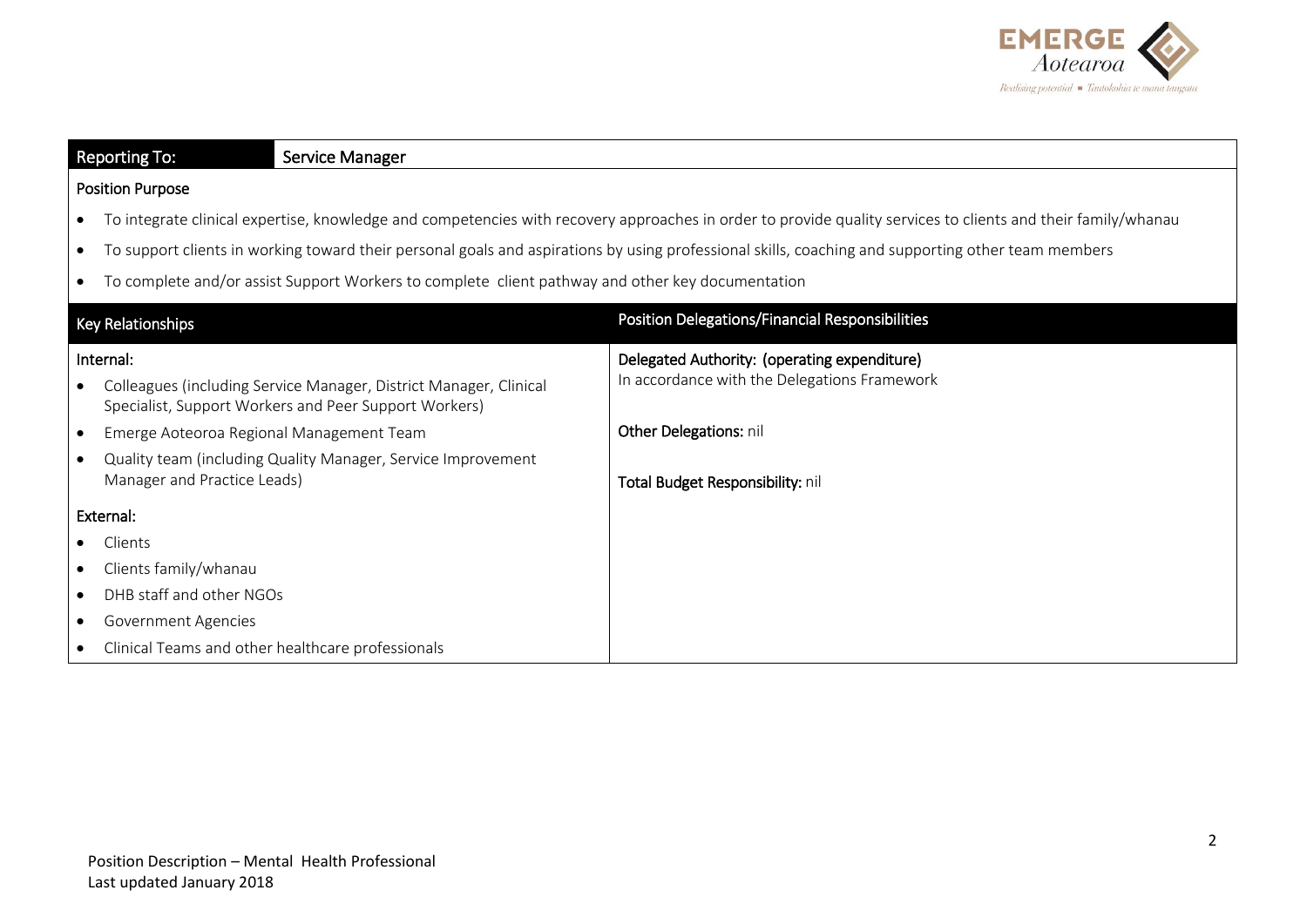| Reporting To: | Service Manager |
| --- | --- |

**Position Purpose**

- To integrate clinical expertise, knowledge and competencies with recovery approaches in order to provide quality services to clients and their family/whanau
- To support clients in working toward their personal goals and aspirations by using professional skills, coaching and supporting other team members
- To complete and/or assist Support Workers to complete client pathway and other key documentation

| Key Relationships | Position Delegations/Financial Responsibilities |
| --- | --- |
| Internal:<br>• Colleagues (including Service Manager, District Manager, Clinical Specialist, Support Workers and Peer Support Workers)<br>• Emerge Aoteoroa Regional Management Team<br>• Quality team (including Quality Manager, Service Improvement Manager and Practice Leads)<br><br>External:<br>• Clients<br>• Clients family/whanau<br>• DHB staff and other NGOs<br>• Government Agencies<br>• Clinical Teams and other healthcare professionals | **Delegated Authority: (operating expenditure)**<br>In accordance with the Delegations Framework<br><br>**Other Delegations:** nil<br><br>**Total Budget Responsibility:** nil |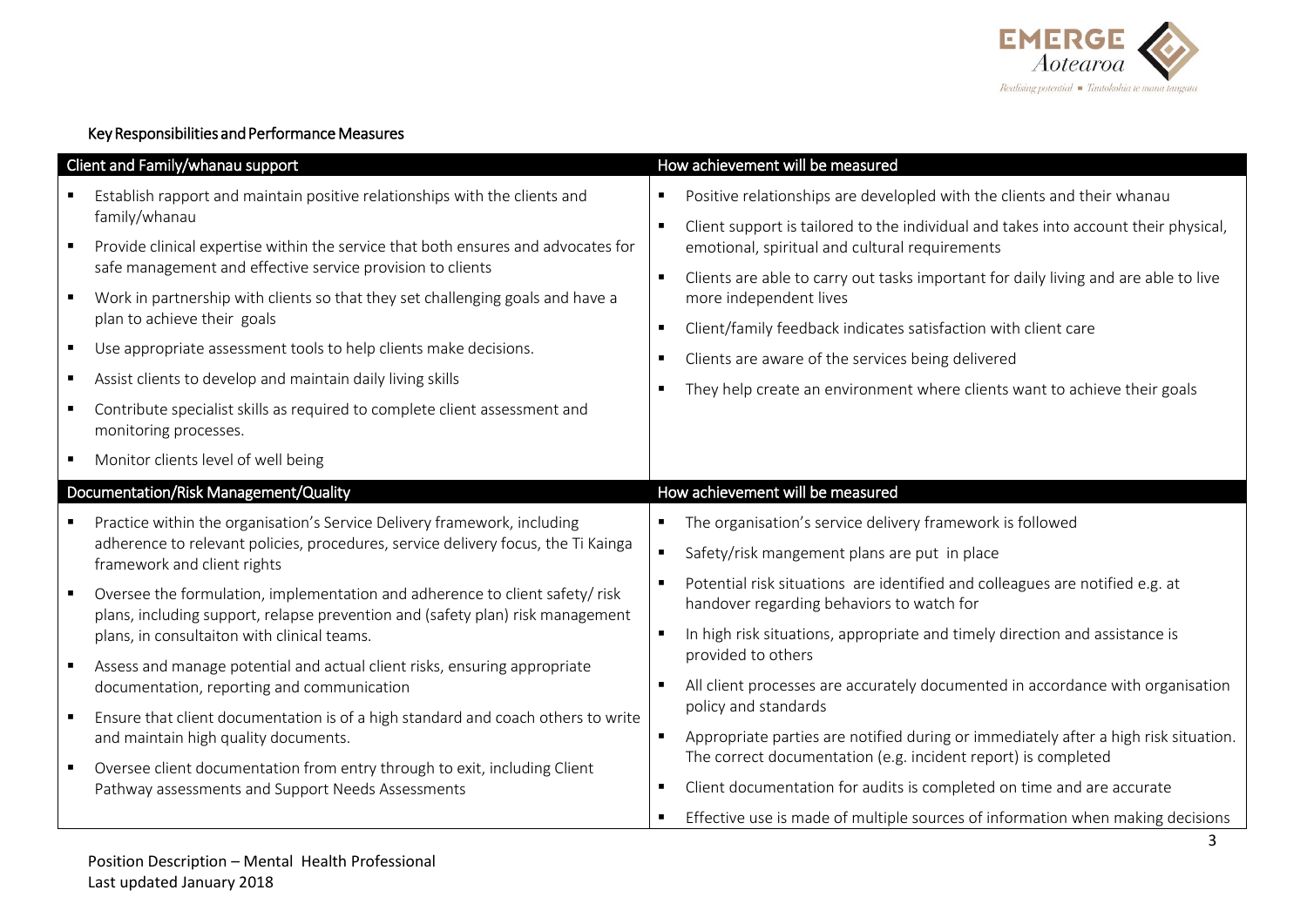## Key Responsibilities and Performance Measures

| Client and Family/whanau support | How achievement will be measured |
|---|---|
| ▪ Establish rapport and maintain positive relationships with the clients and family/whanau<br>▪ Provide clinical expertise within the service that both ensures and advocates for safe management and effective service provision to clients<br>▪ Work in partnership with clients so that they set challenging goals and have a plan to achieve their goals<br>▪ Use appropriate assessment tools to help clients make decisions.<br>▪ Assist clients to develop and maintain daily living skills<br>▪ Contribute specialist skills as required to complete client assessment and monitoring processes.<br>▪ Monitor clients level of well being | ▪ Positive relationships are developled with the clients and their whanau<br>▪ Client support is tailored to the individual and takes into account their physical, emotional, spiritual and cultural requirements<br>▪ Clients are able to carry out tasks important for daily living and are able to live more independent lives<br>▪ Client/family feedback indicates satisfaction with client care<br>▪ Clients are aware of the services being delivered<br>▪ They help create an environment where clients want to achieve their goals |

| Documentation/Risk Management/Quality | How achievement will be measured |
|---|---|
| ▪ Practice within the organisation's Service Delivery framework, including adherence to relevant policies, procedures, service delivery focus, the Ti Kainga framework and client rights<br>▪ Oversee the formulation, implementation and adherence to client safety/ risk plans, including support, relapse prevention and (safety plan) risk management plans, in consultaiton with clinical teams.<br>▪ Assess and manage potential and actual client risks, ensuring appropriate documentation, reporting and communication<br>▪ Ensure that client documentation is of a high standard and coach others to write and maintain high quality documents.<br>▪ Oversee client documentation from entry through to exit, including Client Pathway assessments and Support Needs Assessments | ▪ The organisation's service delivery framework is followed<br>▪ Safety/risk mangement plans are put in place<br>▪ Potential risk situations are identified and colleagues are notified e.g. at handover regarding behaviors to watch for<br>▪ In high risk situations, appropriate and timely direction and assistance is provided to others<br>▪ All client processes are accurately documented in accordance with organisation policy and standards<br>▪ Appropriate parties are notified during or immediately after a high risk situation. The correct documentation (e.g. incident report) is completed<br>▪ Client documentation for audits is completed on time and are accurate<br>▪ Effective use is made of multiple sources of information when making decisions |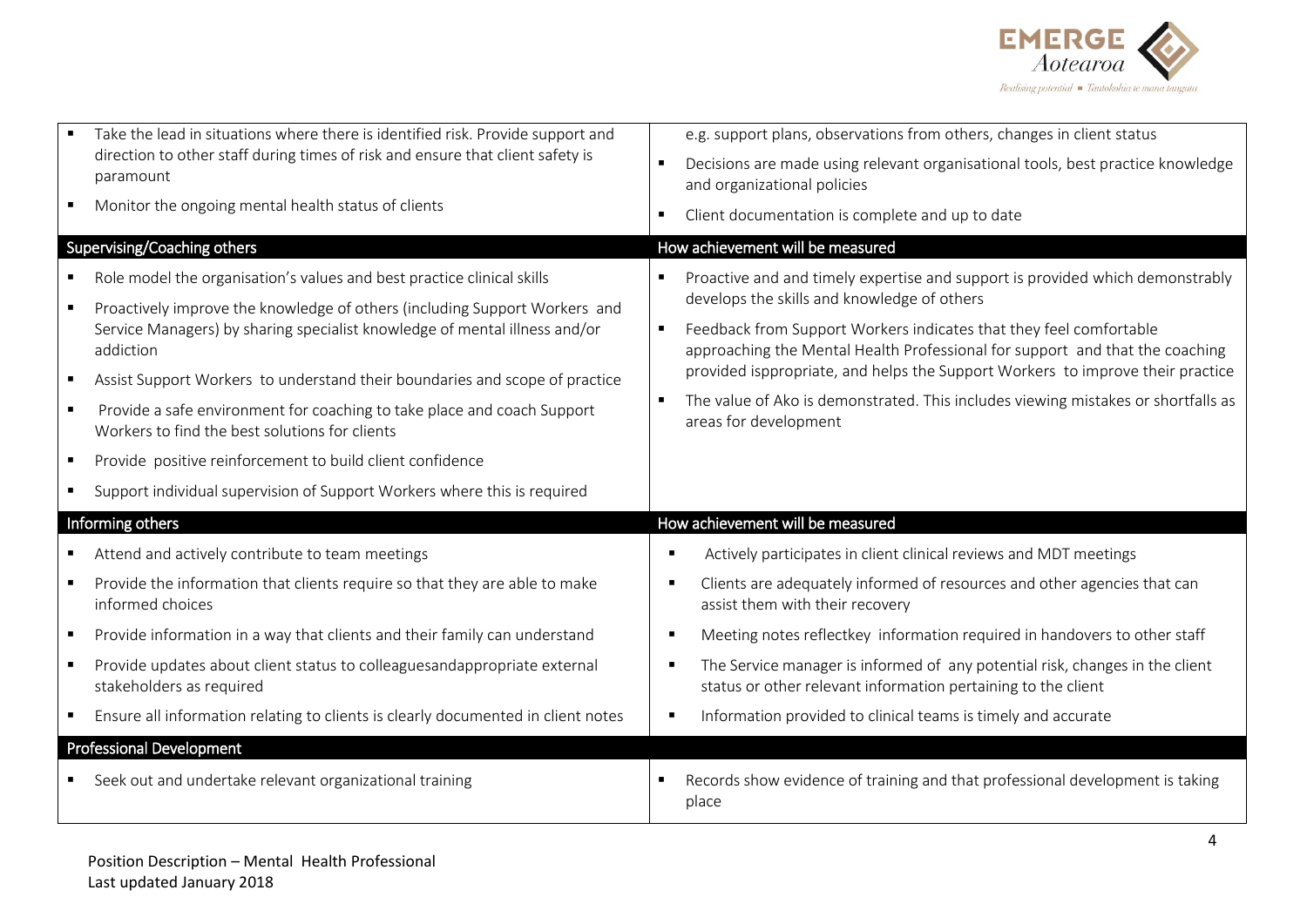| | |
|---|---|
| <ul><li>Take the lead in situations where there is identified risk. Provide support and direction to other staff during times of risk and ensure that client safety is paramount</li><li>Monitor the ongoing mental health status of clients</li></ul> | e.g. support plans, observations from others, changes in client status<ul><li>Decisions are made using relevant organisational tools, best practice knowledge and organizational policies</li><li>Client documentation is complete and up to date</li></ul> |
| **Supervising/Coaching others** | **How achievement will be measured** |
| <ul><li>Role model the organisation's values and best practice clinical skills</li><li>Proactively improve the knowledge of others (including Support Workers and Service Managers) by sharing specialist knowledge of mental illness and/or addiction</li><li>Assist Support Workers to understand their boundaries and scope of practice</li><li>Provide a safe environment for coaching to take place and coach Support Workers to find the best solutions for clients</li><li>Provide positive reinforcement to build client confidence</li><li>Support individual supervision of Support Workers where this is required</li></ul> | <ul><li>Proactive and and timely expertise and support is provided which demonstrably develops the skills and knowledge of others</li><li>Feedback from Support Workers indicates that they feel comfortable approaching the Mental Health Professional for support and that the coaching provided isppropriate, and helps the Support Workers to improve their practice</li><li>The value of Ako is demonstrated. This includes viewing mistakes or shortfalls as areas for development</li></ul> |
| **Informing others** | **How achievement will be measured** |
| <ul><li>Attend and actively contribute to team meetings</li><li>Provide the information that clients require so that they are able to make informed choices</li><li>Provide information in a way that clients and their family can understand</li><li>Provide updates about client status to colleaguesandappropriate external stakeholders as required</li><li>Ensure all information relating to clients is clearly documented in client notes</li></ul> | <ul><li>Actively participates in client clinical reviews and MDT meetings</li><li>Clients are adequately informed of resources and other agencies that can assist them with their recovery</li><li>Meeting notes reflectkey information required in handovers to other staff</li><li>The Service manager is informed of any potential risk, changes in the client status or other relevant information pertaining to the client</li><li>Information provided to clinical teams is timely and accurate</li></ul> |
| **Professional Development** | |
| <ul><li>Seek out and undertake relevant organizational training</li></ul> | <ul><li>Records show evidence of training and that professional development is taking place</li></ul> |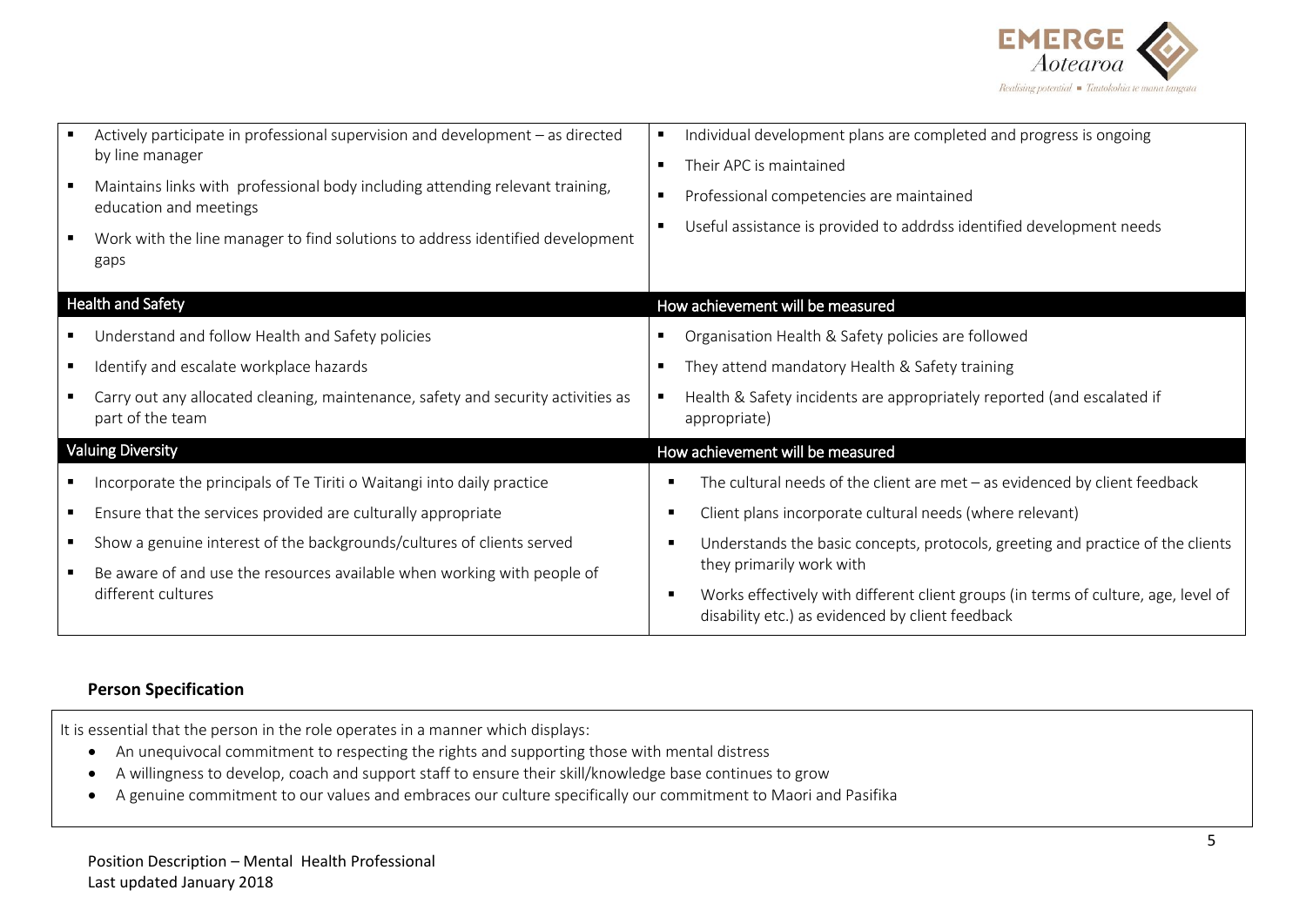| | |
|---|---|
| ▪ Actively participate in professional supervision and development – as directed by line manager<br>▪ Maintains links with professional body including attending relevant training, education and meetings<br>▪ Work with the line manager to find solutions to address identified development gaps | ▪ Individual development plans are completed and progress is ongoing<br>▪ Their APC is maintained<br>▪ Professional competencies are maintained<br>▪ Useful assistance is provided to addrdss identified development needs |
| **Health and Safety** | **How achievement will be measured** |
| ▪ Understand and follow Health and Safety policies<br>▪ Identify and escalate workplace hazards<br>▪ Carry out any allocated cleaning, maintenance, safety and security activities as part of the team | ▪ Organisation Health & Safety policies are followed<br>▪ They attend mandatory Health & Safety training<br>▪ Health & Safety incidents are appropriately reported (and escalated if appropriate) |
| **Valuing Diversity** | **How achievement will be measured** |
| ▪ Incorporate the principals of Te Tiriti o Waitangi into daily practice<br>▪ Ensure that the services provided are culturally appropriate<br>▪ Show a genuine interest of the backgrounds/cultures of clients served<br>▪ Be aware of and use the resources available when working with people of different cultures | ▪ The cultural needs of the client are met – as evidenced by client feedback<br>▪ Client plans incorporate cultural needs (where relevant)<br>▪ Understands the basic concepts, protocols, greeting and practice of the clients they primarily work with<br>▪ Works effectively with different client groups (in terms of culture, age, level of disability etc.) as evidenced by client feedback |

**Person Specification**

It is essential that the person in the role operates in a manner which displays:

- An unequivocal commitment to respecting the rights and supporting those with mental distress
- A willingness to develop, coach and support staff to ensure their skill/knowledge base continues to grow
- A genuine commitment to our values and embraces our culture specifically our commitment to Maori and Pasifika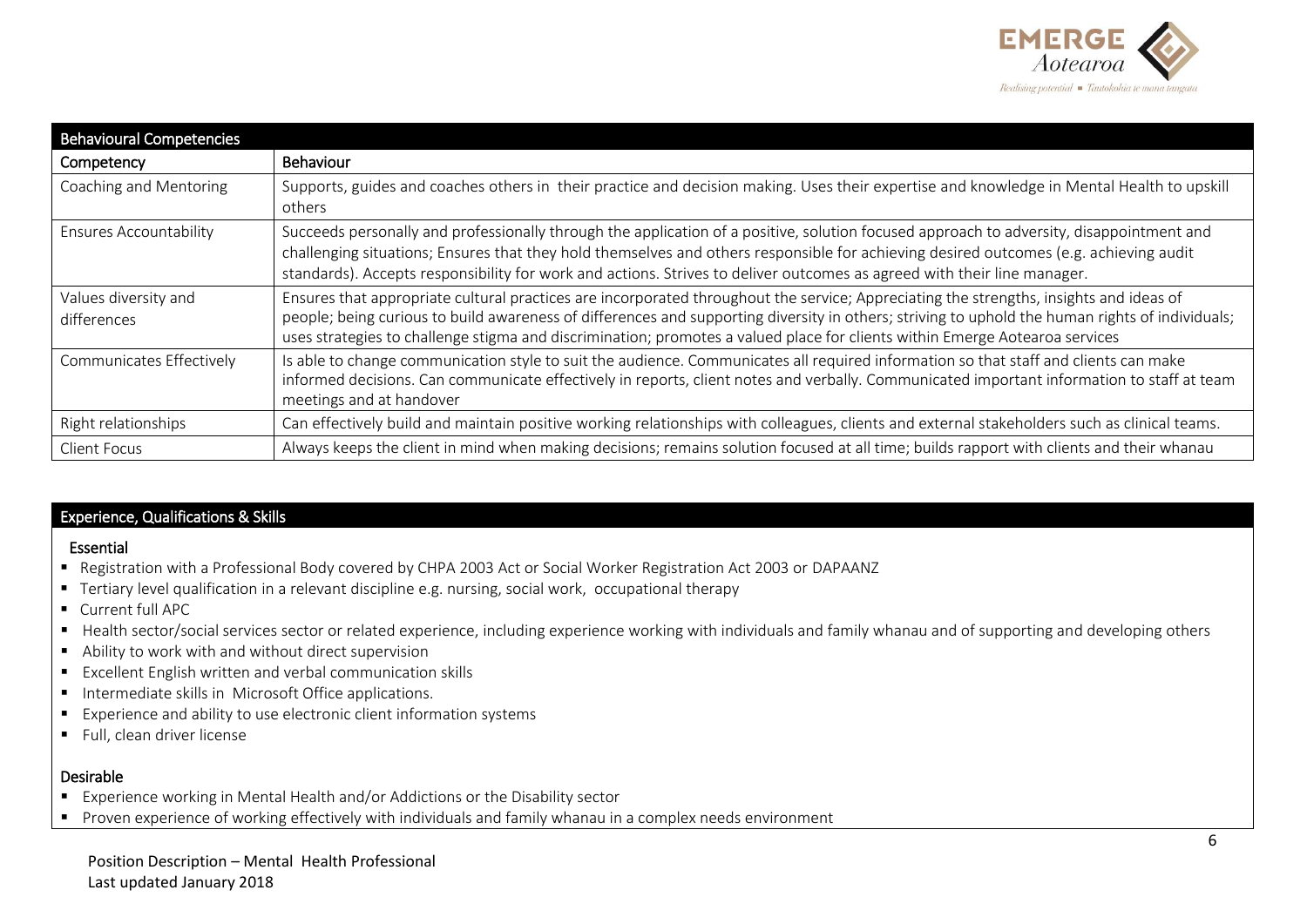| Behavioural Competencies | |
|---|---|
| **Competency** | **Behaviour** |
| Coaching and Mentoring | Supports, guides and coaches others in their practice and decision making. Uses their expertise and knowledge in Mental Health to upskill others |
| Ensures Accountability | Succeeds personally and professionally through the application of a positive, solution focused approach to adversity, disappointment and challenging situations; Ensures that they hold themselves and others responsible for achieving desired outcomes (e.g. achieving audit standards). Accepts responsibility for work and actions. Strives to deliver outcomes as agreed with their line manager. |
| Values diversity and differences | Ensures that appropriate cultural practices are incorporated throughout the service; Appreciating the strengths, insights and ideas of people; being curious to build awareness of differences and supporting diversity in others; striving to uphold the human rights of individuals; uses strategies to challenge stigma and discrimination; promotes a valued place for clients within Emerge Aotearoa services |
| Communicates Effectively | Is able to change communication style to suit the audience. Communicates all required information so that staff and clients can make informed decisions. Can communicate effectively in reports, client notes and verbally. Communicated important information to staff at team meetings and at handover |
| Right relationships | Can effectively build and maintain positive working relationships with colleagues, clients and external stakeholders such as clinical teams. |
| Client Focus | Always keeps the client in mind when making decisions; remains solution focused at all time; builds rapport with clients and their whanau |

## Experience, Qualifications & Skills

**Essential**

- Registration with a Professional Body covered by CHPA 2003 Act or Social Worker Registration Act 2003 or DAPAANZ
- Tertiary level qualification in a relevant discipline e.g. nursing, social work, occupational therapy
- Current full APC
- Health sector/social services sector or related experience, including experience working with individuals and family whanau and of supporting and developing others
- Ability to work with and without direct supervision
- Excellent English written and verbal communication skills
- Intermediate skills in Microsoft Office applications.
- Experience and ability to use electronic client information systems
- Full, clean driver license

**Desirable**

- Experience working in Mental Health and/or Addictions or the Disability sector
- Proven experience of working effectively with individuals and family whanau in a complex needs environment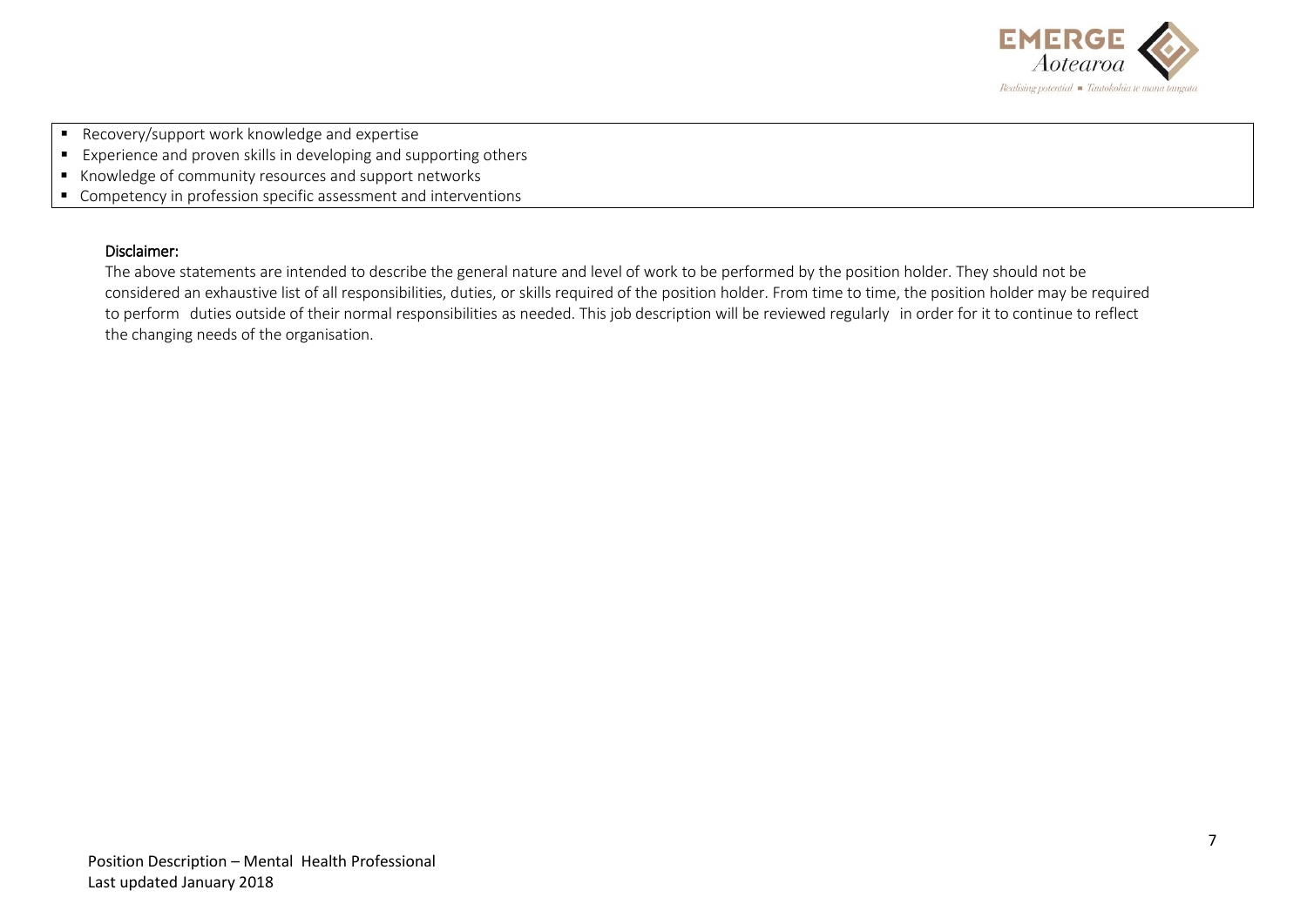- Recovery/support work knowledge and expertise
- Experience and proven skills in developing and supporting others
- Knowledge of community resources and support networks
- Competency in profession specific assessment and interventions

Disclaimer:

The above statements are intended to describe the general nature and level of work to be performed by the position holder. They should not be considered an exhaustive list of all responsibilities, duties, or skills required of the position holder. From time to time, the position holder may be required to perform duties outside of their normal responsibilities as needed. This job description will be reviewed regularly in order for it to continue to reflect the changing needs of the organisation.